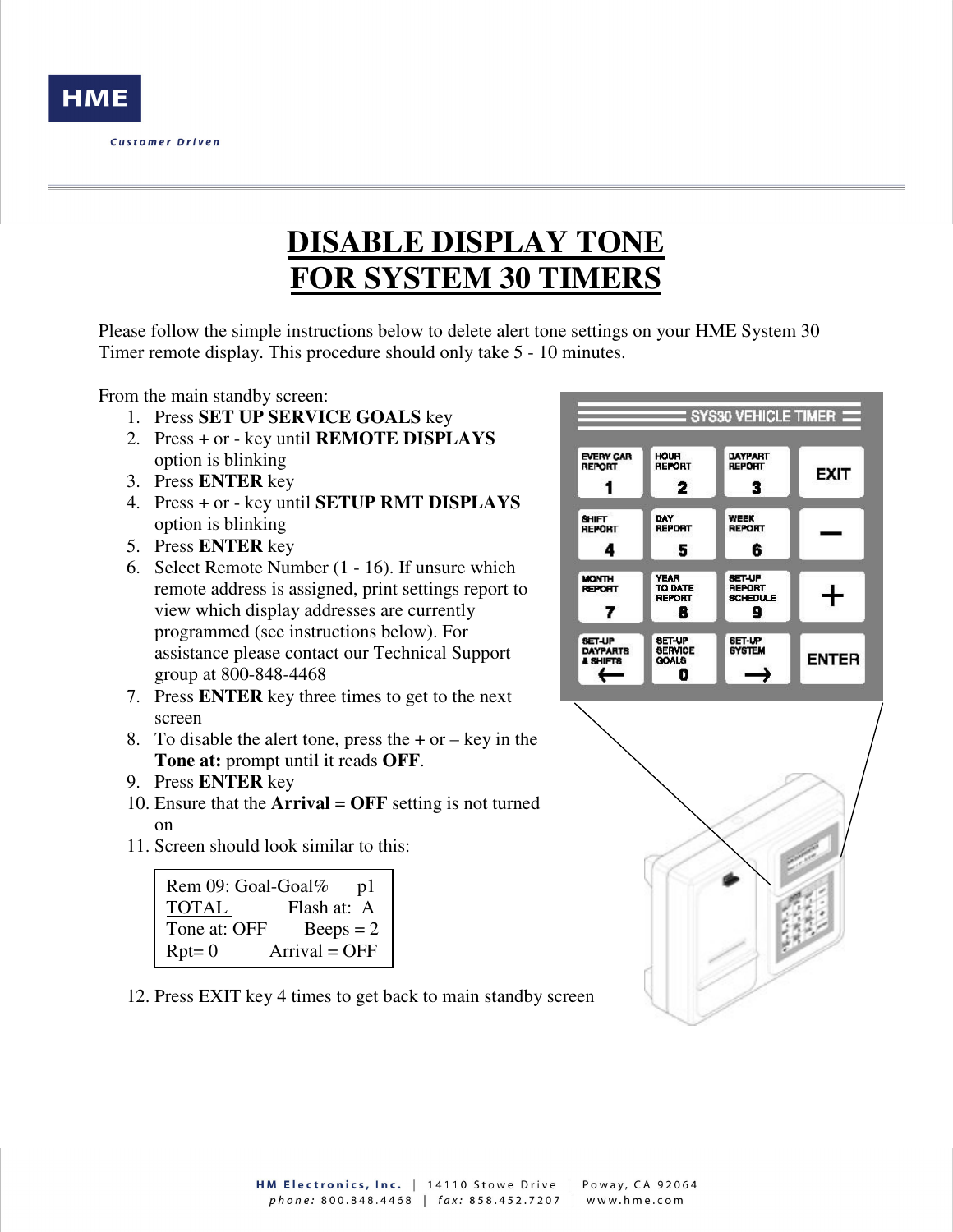# DISABLE DISPLAY TONE FOR SYSTEM 30 TIMERS

Please follow the simple instructions below to delete alert tone settings on your HME System 30 Timer remote display. This procedure should only take 5 - 10 minutes.

From the main standby screen:

1. Press **SET UP SERVICE GOALS** key
2. Press + or - key until **REMOTE DISPLAYS** option is blinking
3. Press **ENTER** key
4. Press + or - key until **SETUP RMT DISPLAYS** option is blinking
5. Press **ENTER** key
6. Select Remote Number (1 - 16). If unsure which remote address is assigned, print settings report to view which display addresses are currently programmed (see instructions below). For assistance please contact our Technical Support group at 800-848-4468
7. Press **ENTER** key three times to get to the next screen
8. To disable the alert tone, press the + or – key in the **Tone at:** prompt until it reads **OFF**.
9. Press **ENTER** key
10. Ensure that the **Arrival = OFF** setting is not turned on
11. Screen should look similar to this:

```
Rem 09: Goal-Goal%     p1
TOTAL          Flash at:  A
Tone at: OFF       Beeps = 2
Rpt= 0          Arrival = OFF
```

12. Press EXIT key 4 times to get back to main standby screen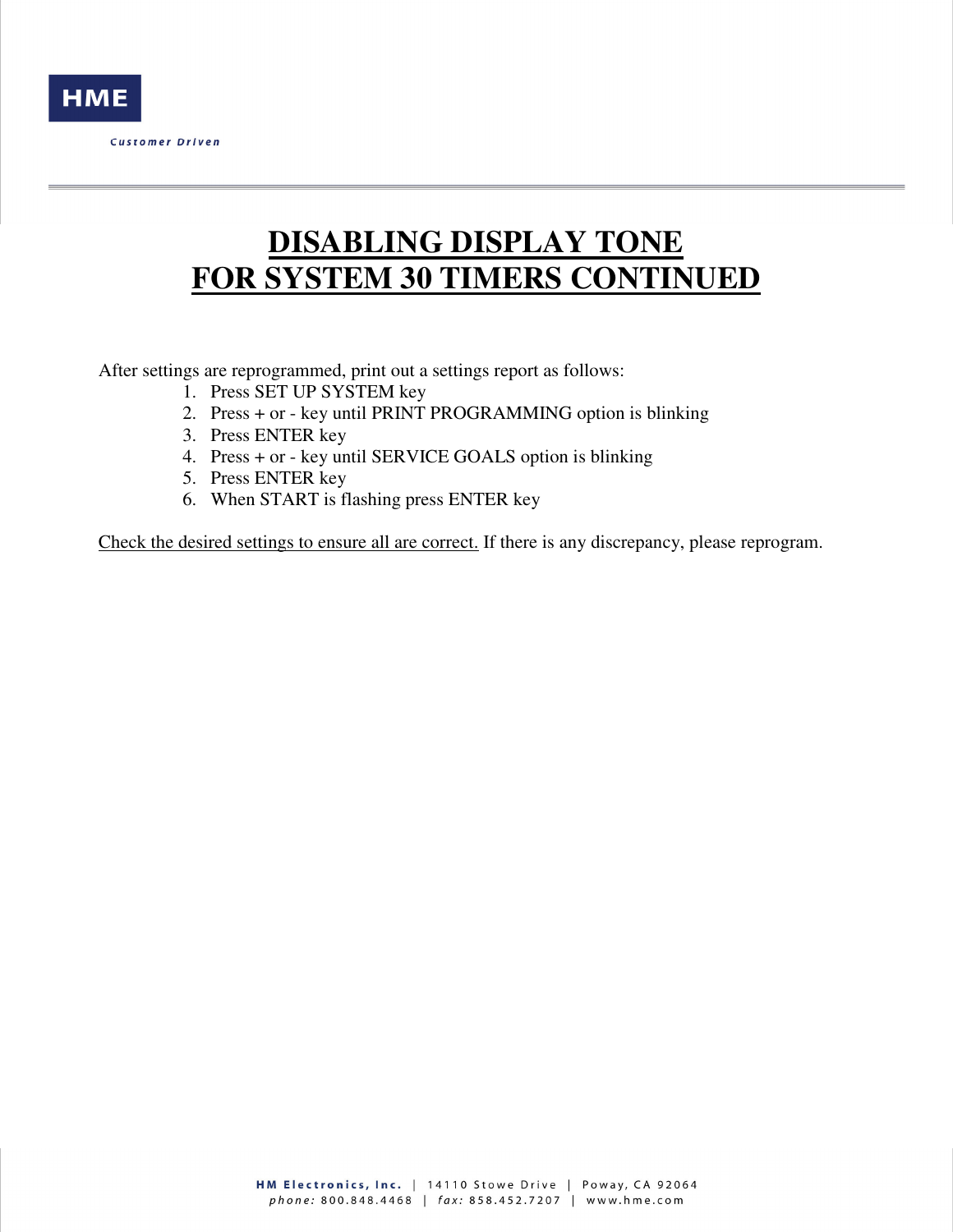# DISABLING DISPLAY TONE FOR SYSTEM 30 TIMERS CONTINUED

After settings are reprogrammed, print out a settings report as follows:

1. Press SET UP SYSTEM key
2. Press + or - key until PRINT PROGRAMMING option is blinking
3. Press ENTER key
4. Press + or - key until SERVICE GOALS option is blinking
5. Press ENTER key
6. When START is flashing press ENTER key

<u>Check the desired settings to ensure all are correct.</u> If there is any discrepancy, please reprogram.